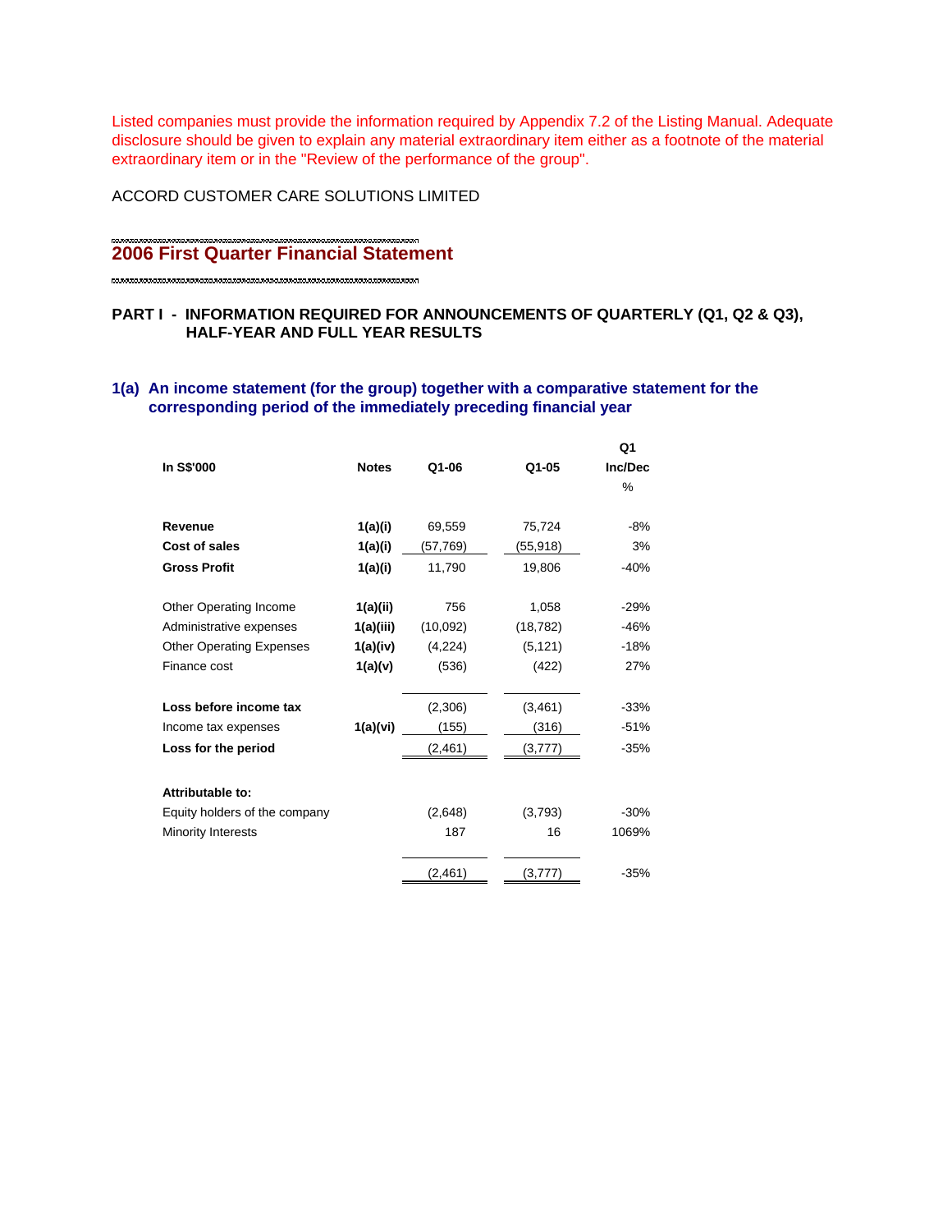Listed companies must provide the information required by Appendix 7.2 of the Listing Manual. Adequate disclosure should be given to explain any material extraordinary item either as a footnote of the material extraordinary item or in the "Review of the performance of the group".

ACCORD CUSTOMER CARE SOLUTIONS LIMITED

# 2006 First Quarter Financial Statement

## PART I - INFORMATION REQUIRED FOR ANNOUNCEMENTS OF QUARTERLY (Q1, Q2 & Q3), HALF-YEAR AND FULL YEAR RESULTS

### 1(a) An income statement (for the group) together with a comparative statement for the corresponding period of the immediately preceding financial year

| In S$'000 | Notes | Q1-06 | Q1-05 | Q1 Inc/Dec % |
|---|---|---|---|---|
| **Revenue** | **1(a)(i)** | 69,559 | 75,724 | -8% |
| **Cost of sales** | **1(a)(i)** | (57,769) | (55,918) | 3% |
| **Gross Profit** | **1(a)(i)** | 11,790 | 19,806 | -40% |
| | | | | |
| Other Operating Income | **1(a)(ii)** | 756 | 1,058 | -29% |
| Administrative expenses | **1(a)(iii)** | (10,092) | (18,782) | -46% |
| Other Operating Expenses | **1(a)(iv)** | (4,224) | (5,121) | -18% |
| Finance cost | **1(a)(v)** | (536) | (422) | 27% |
| | | | | |
| **Loss before income tax** | | (2,306) | (3,461) | -33% |
| Income tax expenses | **1(a)(vi)** | (155) | (316) | -51% |
| **Loss for the period** | | (2,461) | (3,777) | -35% |
| | | | | |
| **Attributable to:** | | | | |
| Equity holders of the company | | (2,648) | (3,793) | -30% |
| Minority Interests | | 187 | 16 | 1069% |
| | | (2,461) | (3,777) | -35% |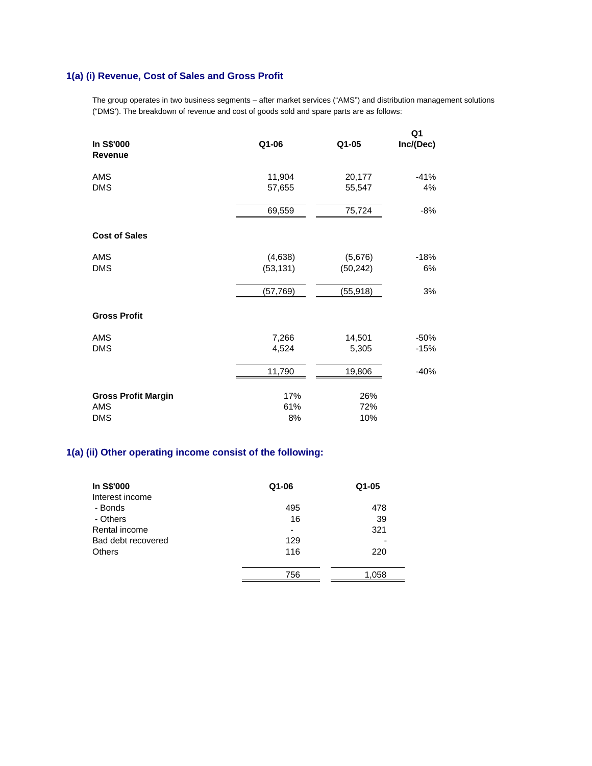## 1(a) (i) Revenue, Cost of Sales and Gross Profit

The group operates in two business segments – after market services ("AMS") and distribution management solutions ("DMS'). The breakdown of revenue and cost of goods sold and spare parts are as follows:

| In S$'000 | Q1-06 | Q1-05 | Q1 Inc/(Dec) |
|---|---|---|---|
| **Revenue** | | | |
| AMS | 11,904 | 20,177 | -41% |
| DMS | 57,655 | 55,547 | 4% |
| | 69,559 | 75,724 | -8% |
| **Cost of Sales** | | | |
| AMS | (4,638) | (5,676) | -18% |
| DMS | (53,131) | (50,242) | 6% |
| | (57,769) | (55,918) | 3% |
| **Gross Profit** | | | |
| AMS | 7,266 | 14,501 | -50% |
| DMS | 4,524 | 5,305 | -15% |
| | 11,790 | 19,806 | -40% |
| **Gross Profit Margin** | 17% | 26% | |
| AMS | 61% | 72% | |
| DMS | 8% | 10% | |

## 1(a) (ii) Other operating income consist of the following:

| In S$'000 | Q1-06 | Q1-05 |
|---|---|---|
| Interest income | | |
| - Bonds | 495 | 478 |
| - Others | 16 | 39 |
| Rental income | - | 321 |
| Bad debt recovered | 129 | - |
| Others | 116 | 220 |
| | 756 | 1,058 |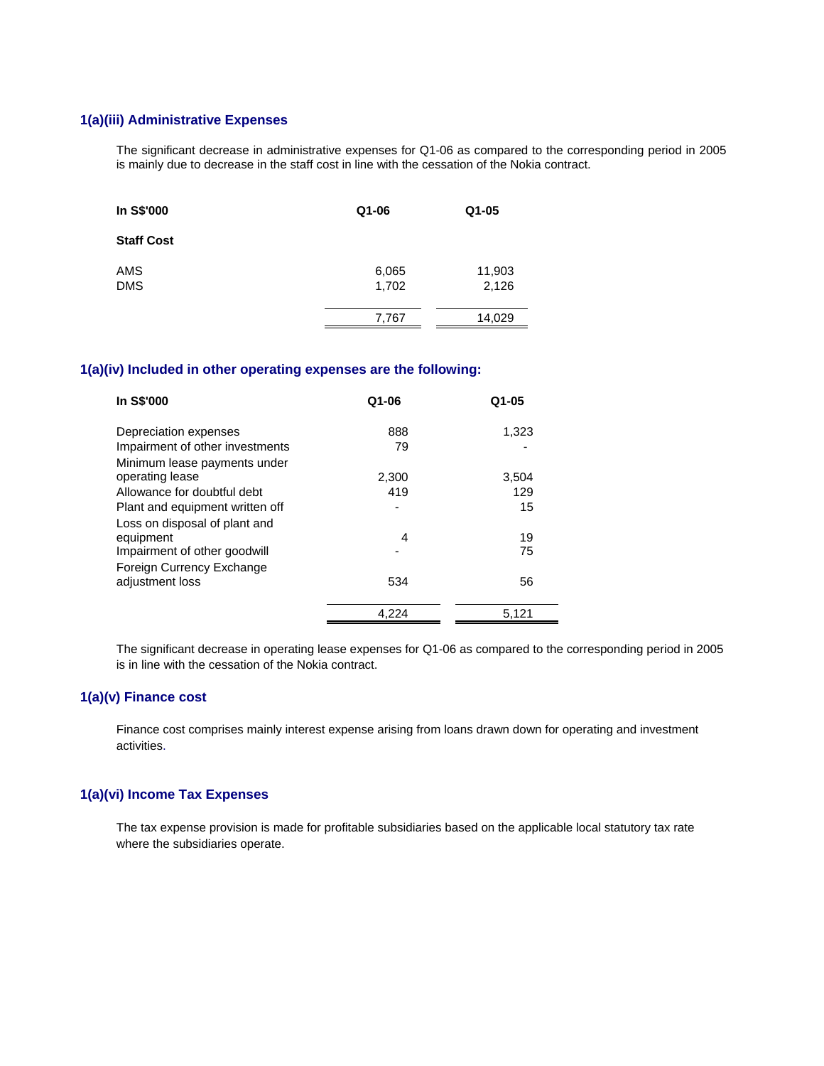### 1(a)(iii) Administrative Expenses

The significant decrease in administrative expenses for Q1-06 as compared to the corresponding period in 2005 is mainly due to decrease in the staff cost in line with the cessation of the Nokia contract.

| In S$'000 | Q1-06 | Q1-05 |
|---|---|---|
| **Staff Cost** | | |
| AMS | 6,065 | 11,903 |
| DMS | 1,702 | 2,126 |
| | 7,767 | 14,029 |

### 1(a)(iv) Included in other operating expenses are the following:

| In S$'000 | Q1-06 | Q1-05 |
|---|---|---|
| Depreciation expenses | 888 | 1,323 |
| Impairment of other investments | 79 | - |
| Minimum lease payments under operating lease | 2,300 | 3,504 |
| Allowance for doubtful debt | 419 | 129 |
| Plant and equipment written off | - | 15 |
| Loss on disposal of plant and equipment | 4 | 19 |
| Impairment of other goodwill | - | 75 |
| Foreign Currency Exchange adjustment loss | 534 | 56 |
| | 4,224 | 5,121 |

The significant decrease in operating lease expenses for Q1-06 as compared to the corresponding period in 2005 is in line with the cessation of the Nokia contract.

### 1(a)(v) Finance cost

Finance cost comprises mainly interest expense arising from loans drawn down for operating and investment activities.

### 1(a)(vi) Income Tax Expenses

The tax expense provision is made for profitable subsidiaries based on the applicable local statutory tax rate where the subsidiaries operate.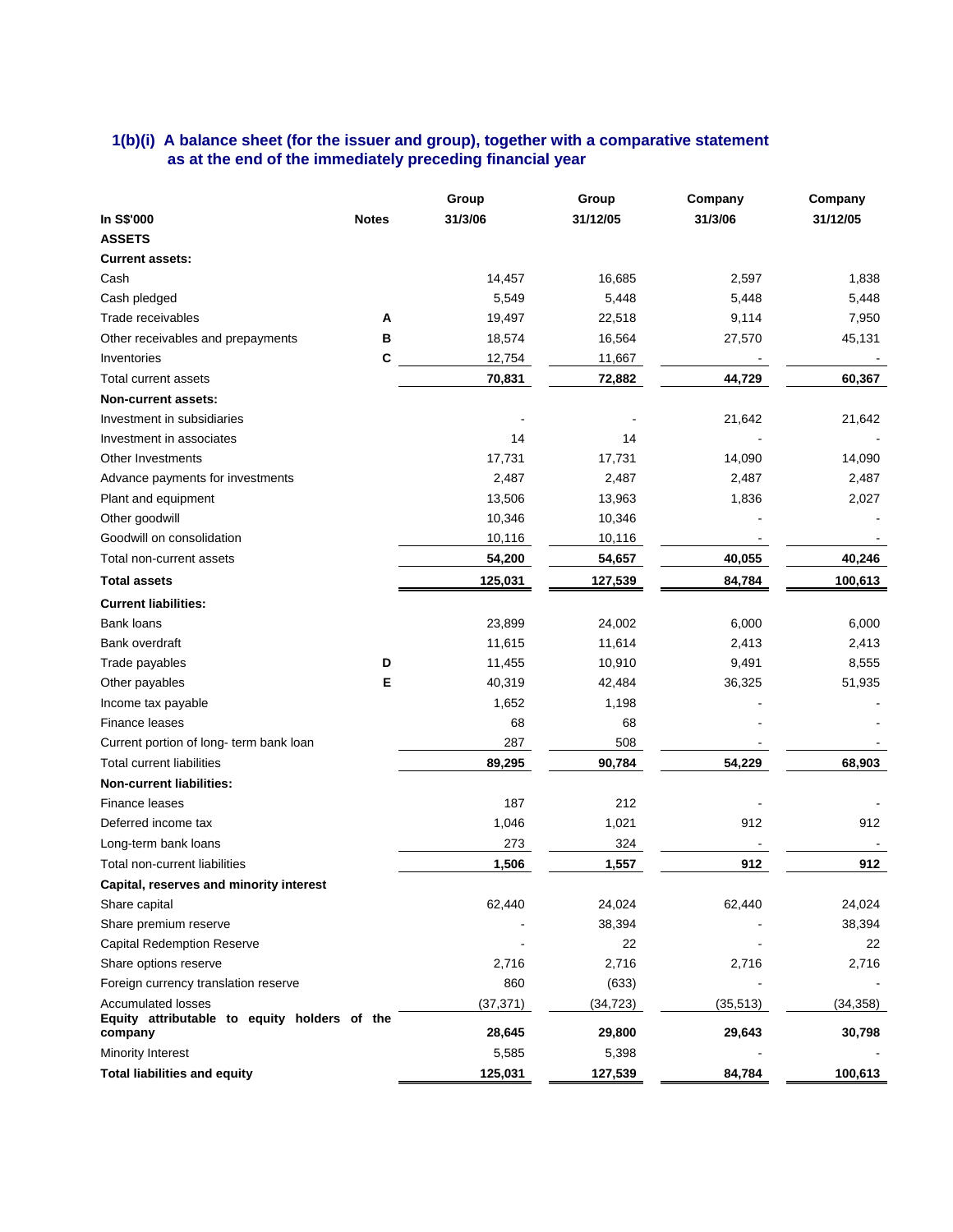### 1(b)(i) A balance sheet (for the issuer and group), together with a comparative statement as at the end of the immediately preceding financial year

| In S$'000 | Notes | Group 31/3/06 | Group 31/12/05 | Company 31/3/06 | Company 31/12/05 |
|---|---|---|---|---|---|
| **ASSETS** | | | | | |
| **Current assets:** | | | | | |
| Cash | | 14,457 | 16,685 | 2,597 | 1,838 |
| Cash pledged | | 5,549 | 5,448 | 5,448 | 5,448 |
| Trade receivables | A | 19,497 | 22,518 | 9,114 | 7,950 |
| Other receivables and prepayments | B | 18,574 | 16,564 | 27,570 | 45,131 |
| Inventories | C | 12,754 | 11,667 | - | - |
| Total current assets | | **70,831** | **72,882** | **44,729** | **60,367** |
| **Non-current assets:** | | | | | |
| Investment in subsidiaries | | - | - | 21,642 | 21,642 |
| Investment in associates | | 14 | 14 | - | - |
| Other Investments | | 17,731 | 17,731 | 14,090 | 14,090 |
| Advance payments for investments | | 2,487 | 2,487 | 2,487 | 2,487 |
| Plant and equipment | | 13,506 | 13,963 | 1,836 | 2,027 |
| Other goodwill | | 10,346 | 10,346 | - | - |
| Goodwill on consolidation | | 10,116 | 10,116 | - | - |
| Total non-current assets | | **54,200** | **54,657** | **40,055** | **40,246** |
| **Total assets** | | **125,031** | **127,539** | **84,784** | **100,613** |
| **Current liabilities:** | | | | | |
| Bank loans | | 23,899 | 24,002 | 6,000 | 6,000 |
| Bank overdraft | | 11,615 | 11,614 | 2,413 | 2,413 |
| Trade payables | D | 11,455 | 10,910 | 9,491 | 8,555 |
| Other payables | E | 40,319 | 42,484 | 36,325 | 51,935 |
| Income tax payable | | 1,652 | 1,198 | - | - |
| Finance leases | | 68 | 68 | - | - |
| Current portion of long- term bank loan | | 287 | 508 | - | - |
| Total current liabilities | | **89,295** | **90,784** | **54,229** | **68,903** |
| **Non-current liabilities:** | | | | | |
| Finance leases | | 187 | 212 | - | - |
| Deferred income tax | | 1,046 | 1,021 | 912 | 912 |
| Long-term bank loans | | 273 | 324 | - | - |
| Total non-current liabilities | | **1,506** | **1,557** | **912** | **912** |
| **Capital, reserves and minority interest** | | | | | |
| Share capital | | 62,440 | 24,024 | 62,440 | 24,024 |
| Share premium reserve | | - | 38,394 | - | 38,394 |
| Capital Redemption Reserve | | - | 22 | - | 22 |
| Share options reserve | | 2,716 | 2,716 | 2,716 | 2,716 |
| Foreign currency translation reserve | | 860 | (633) | - | - |
| Accumulated losses | | (37,371) | (34,723) | (35,513) | (34,358) |
| **Equity attributable to equity holders of the company** | | **28,645** | **29,800** | **29,643** | **30,798** |
| Minority Interest | | 5,585 | 5,398 | - | - |
| **Total liabilities and equity** | | **125,031** | **127,539** | **84,784** | **100,613** |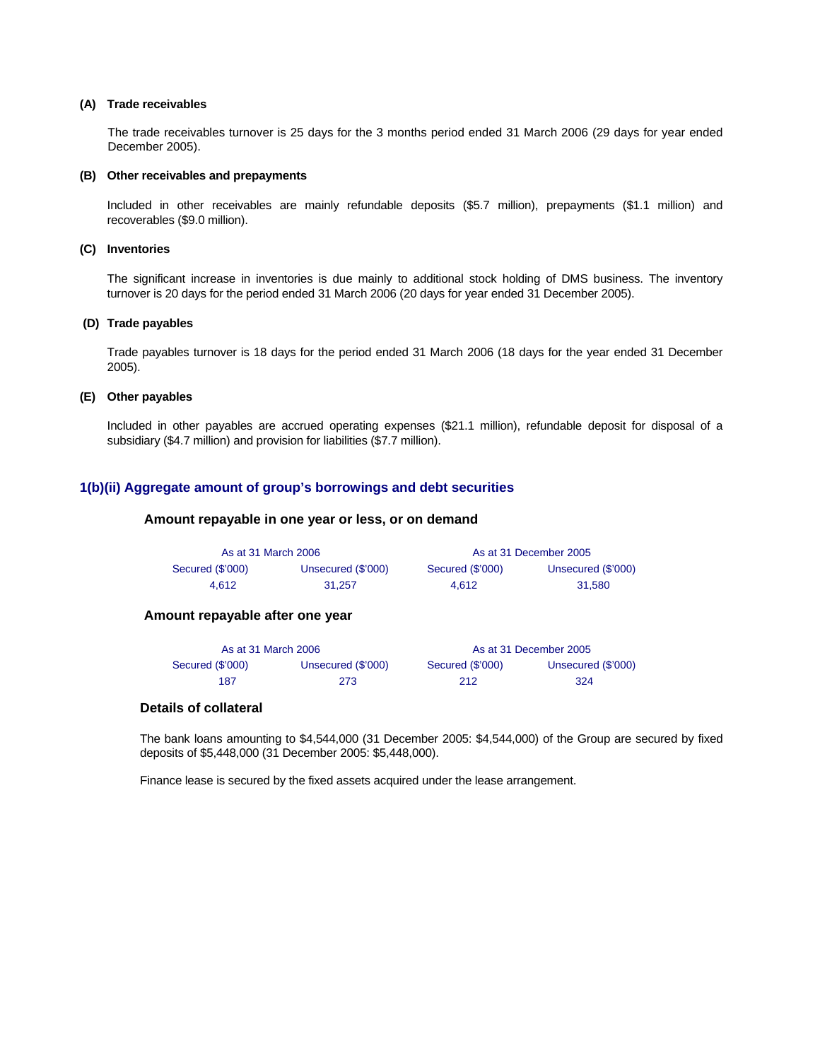**(A) Trade receivables**

The trade receivables turnover is 25 days for the 3 months period ended 31 March 2006 (29 days for year ended December 2005).

**(B) Other receivables and prepayments**

Included in other receivables are mainly refundable deposits ($5.7 million), prepayments ($1.1 million) and recoverables ($9.0 million).

**(C) Inventories**

The significant increase in inventories is due mainly to additional stock holding of DMS business. The inventory turnover is 20 days for the period ended 31 March 2006 (20 days for year ended 31 December 2005).

**(D) Trade payables**

Trade payables turnover is 18 days for the period ended 31 March 2006 (18 days for the year ended 31 December 2005).

**(E) Other payables**

Included in other payables are accrued operating expenses ($21.1 million), refundable deposit for disposal of a subsidiary ($4.7 million) and provision for liabilities ($7.7 million).

## 1(b)(ii) Aggregate amount of group's borrowings and debt securities

### Amount repayable in one year or less, or on demand

| As at 31 March 2006 | | As at 31 December 2005 | |
|---|---|---|---|
| Secured ($'000) | Unsecured ($'000) | Secured ($'000) | Unsecured ($'000) |
| 4,612 | 31,257 | 4,612 | 31,580 |

### Amount repayable after one year

| As at 31 March 2006 | | As at 31 December 2005 | |
|---|---|---|---|
| Secured ($'000) | Unsecured ($'000) | Secured ($'000) | Unsecured ($'000) |
| 187 | 273 | 212 | 324 |

### Details of collateral

The bank loans amounting to $4,544,000 (31 December 2005: $4,544,000) of the Group are secured by fixed deposits of $5,448,000 (31 December 2005: $5,448,000).

Finance lease is secured by the fixed assets acquired under the lease arrangement.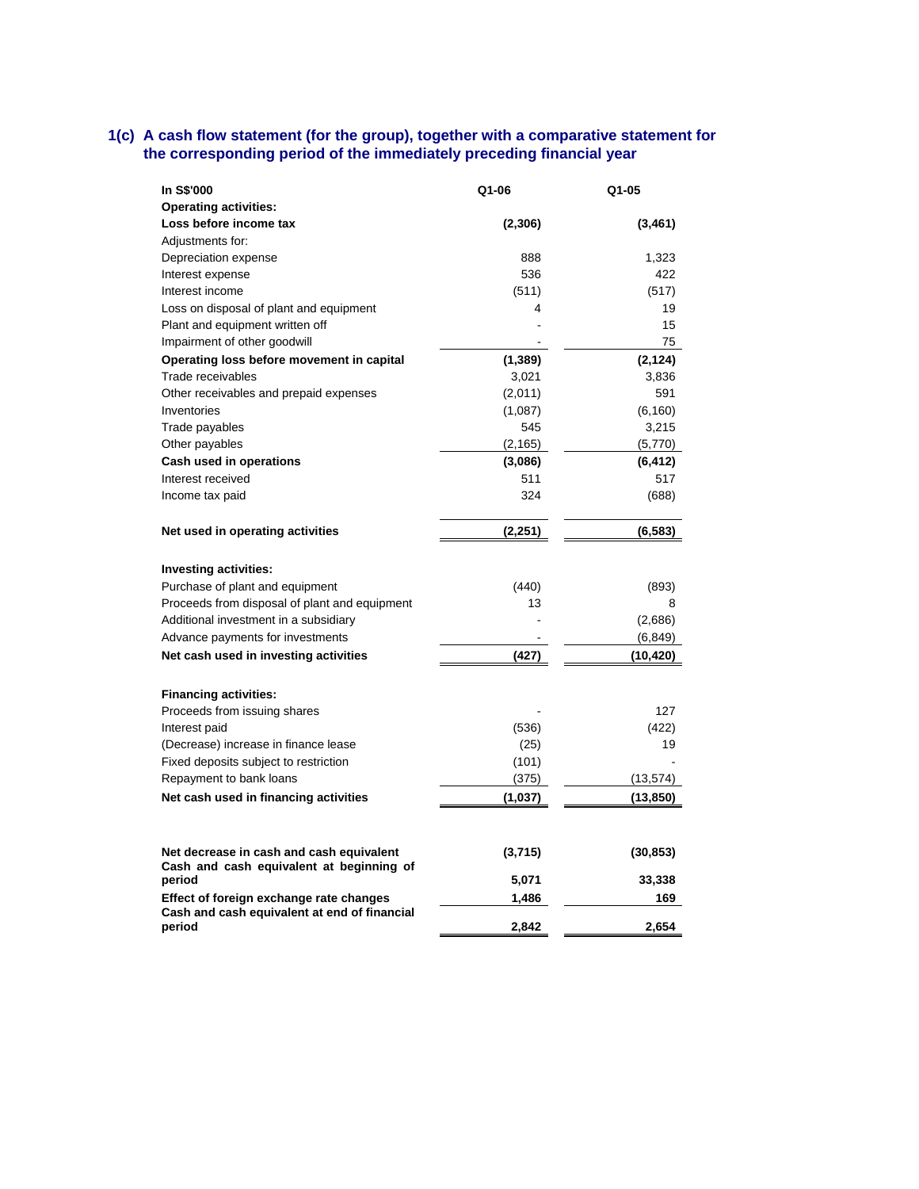## 1(c) A cash flow statement (for the group), together with a comparative statement for the corresponding period of the immediately preceding financial year

| In S$'000 | Q1-06 | Q1-05 |
|---|---|---|
| **Operating activities:** | | |
| **Loss before income tax** | **(2,306)** | **(3,461)** |
| Adjustments for: | | |
| Depreciation expense | 888 | 1,323 |
| Interest expense | 536 | 422 |
| Interest income | (511) | (517) |
| Loss on disposal of plant and equipment | 4 | 19 |
| Plant and equipment written off | - | 15 |
| Impairment of other goodwill | - | 75 |
| **Operating loss before movement in capital** | **(1,389)** | **(2,124)** |
| Trade receivables | 3,021 | 3,836 |
| Other receivables and prepaid expenses | (2,011) | 591 |
| Inventories | (1,087) | (6,160) |
| Trade payables | 545 | 3,215 |
| Other payables | (2,165) | (5,770) |
| **Cash used in operations** | **(3,086)** | **(6,412)** |
| Interest received | 511 | 517 |
| Income tax paid | 324 | (688) |
| **Net used in operating activities** | **(2,251)** | **(6,583)** |
| **Investing activities:** | | |
| Purchase of plant and equipment | (440) | (893) |
| Proceeds from disposal of plant and equipment | 13 | 8 |
| Additional investment in a subsidiary | - | (2,686) |
| Advance payments for investments | - | (6,849) |
| **Net cash used in investing activities** | **(427)** | **(10,420)** |
| **Financing activities:** | | |
| Proceeds from issuing shares | - | 127 |
| Interest paid | (536) | (422) |
| (Decrease) increase in finance lease | (25) | 19 |
| Fixed deposits subject to restriction | (101) | - |
| Repayment to bank loans | (375) | (13,574) |
| **Net cash used in financing activities** | **(1,037)** | **(13,850)** |
| **Net decrease in cash and cash equivalent** | **(3,715)** | **(30,853)** |
| **Cash and cash equivalent at beginning of period** | **5,071** | **33,338** |
| **Effect of foreign exchange rate changes** | **1,486** | **169** |
| **Cash and cash equivalent at end of financial period** | **2,842** | **2,654** |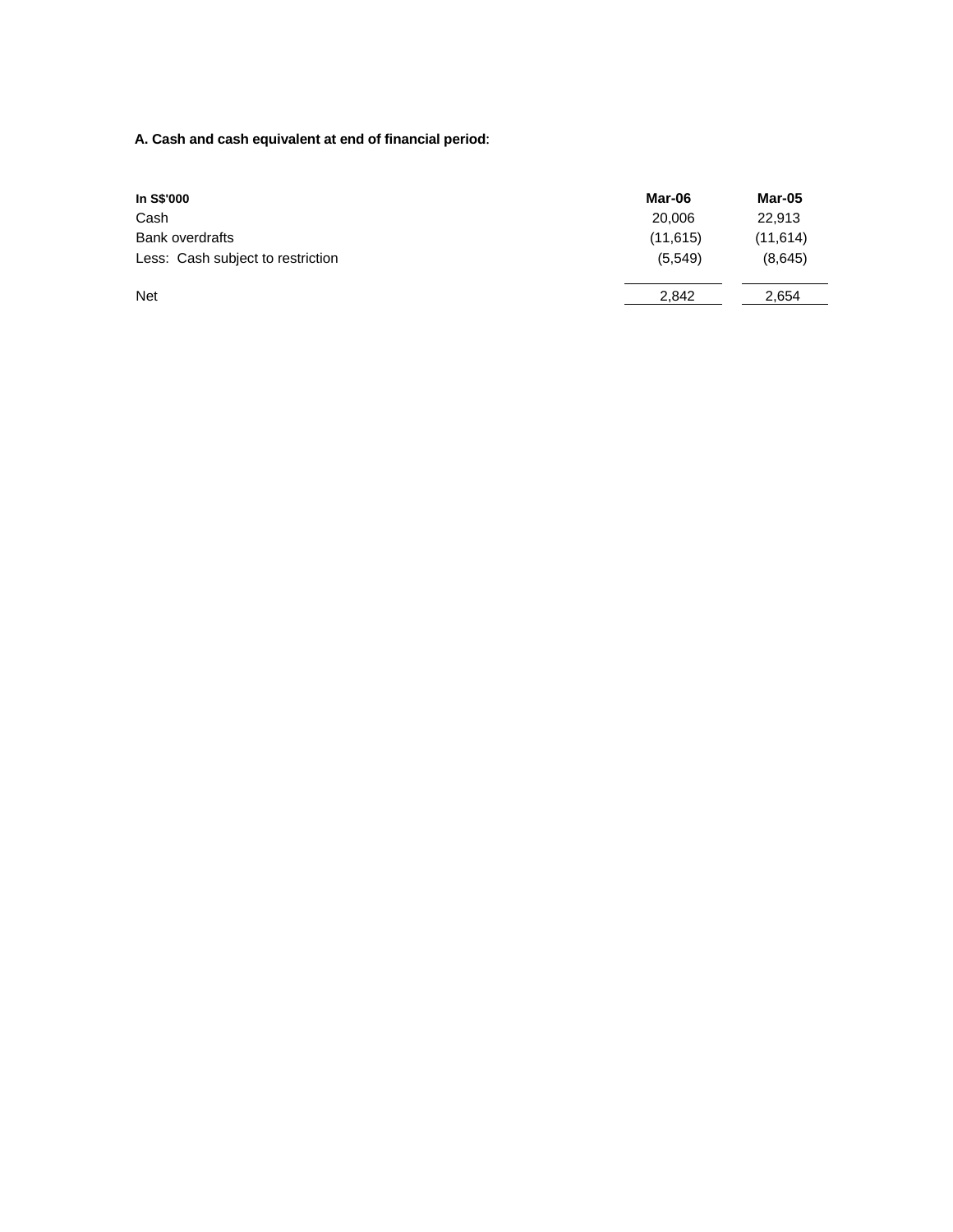**A. Cash and cash equivalent at end of financial period:**

| In S$'000 | Mar-06 | Mar-05 |
|---|---|---|
| Cash | 20,006 | 22,913 |
| Bank overdrafts | (11,615) | (11,614) |
| Less: Cash subject to restriction | (5,549) | (8,645) |
| Net | 2,842 | 2,654 |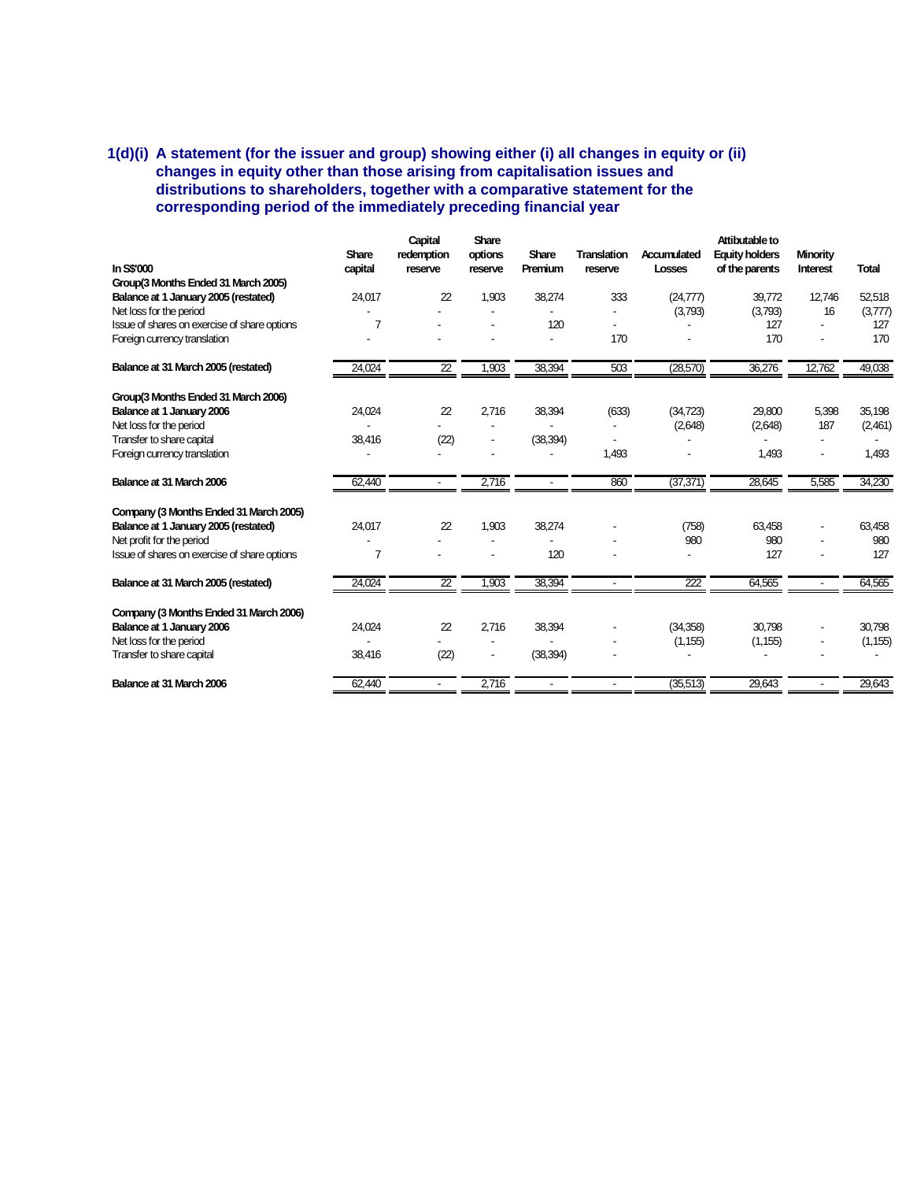### 1(d)(i) A statement (for the issuer and group) showing either (i) all changes in equity or (ii) changes in equity other than those arising from capitalisation issues and distributions to shareholders, together with a comparative statement for the corresponding period of the immediately preceding financial year

| In S$'000 | Share capital | Capital redemption reserve | Share options reserve | Share Premium | Translation reserve | Accumulated Losses | Attibutable to Equity holders of the parents | Minority Interest | Total |
|---|---|---|---|---|---|---|---|---|---|
| **Group(3 Months Ended 31 March 2005)** | | | | | | | | | |
| **Balance at 1 January 2005 (restated)** | 24,017 | 22 | 1,903 | 38,274 | 333 | (24,777) | 39,772 | 12,746 | 52,518 |
| Net loss for the period | - | - | - | - | - | (3,793) | (3,793) | 16 | (3,777) |
| Issue of shares on exercise of share options | 7 | - | - | 120 | - | - | 127 | - | 127 |
| Foreign currency translation | - | - | - | - | 170 | - | 170 | - | 170 |
| **Balance at 31 March 2005 (restated)** | 24,024 | 22 | 1,903 | 38,394 | 503 | (28,570) | 36,276 | 12,762 | 49,038 |
| **Group(3 Months Ended 31 March 2006)** | | | | | | | | | |
| **Balance at 1 January 2006** | 24,024 | 22 | 2,716 | 38,394 | (633) | (34,723) | 29,800 | 5,398 | 35,198 |
| Net loss for the period | - | - | - | - | - | (2,648) | (2,648) | 187 | (2,461) |
| Transfer to share capital | 38,416 | (22) | - | (38,394) | - | - | - | - | - |
| Foreign currency translation | - | - | - | - | 1,493 | - | 1,493 | - | 1,493 |
| **Balance at 31 March 2006** | 62,440 | - | 2,716 | - | 860 | (37,371) | 28,645 | 5,585 | 34,230 |
| **Company (3 Months Ended 31 March 2005)** | | | | | | | | | |
| **Balance at 1 January 2005 (restated)** | 24,017 | 22 | 1,903 | 38,274 | - | (758) | 63,458 | - | 63,458 |
| Net profit for the period | - | - | - | - | - | 980 | 980 | - | 980 |
| Issue of shares on exercise of share options | 7 | - | - | 120 | - | - | 127 | - | 127 |
| **Balance at 31 March 2005 (restated)** | 24,024 | 22 | 1,903 | 38,394 | - | 222 | 64,565 | - | 64,565 |
| **Company (3 Months Ended 31 March 2006)** | | | | | | | | | |
| **Balance at 1 January 2006** | 24,024 | 22 | 2,716 | 38,394 | - | (34,358) | 30,798 | - | 30,798 |
| Net loss for the period | - | - | - | - | - | (1,155) | (1,155) | - | (1,155) |
| Transfer to share capital | 38,416 | (22) | - | (38,394) | - | - | - | - | - |
| **Balance at 31 March 2006** | 62,440 | - | 2,716 | - | - | (35,513) | 29,643 | - | 29,643 |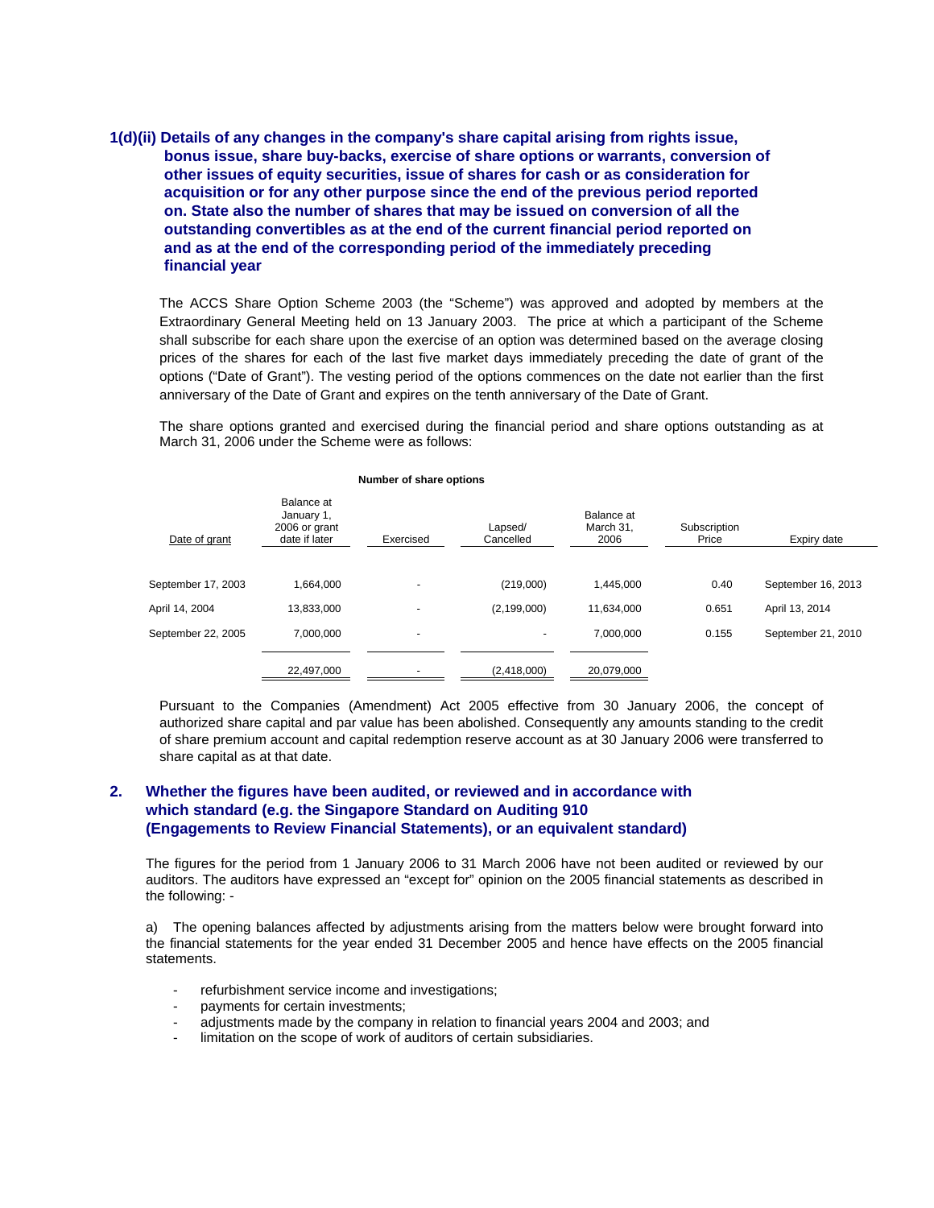### 1(d)(ii) Details of any changes in the company's share capital arising from rights issue, bonus issue, share buy-backs, exercise of share options or warrants, conversion of other issues of equity securities, issue of shares for cash or as consideration for acquisition or for any other purpose since the end of the previous period reported on. State also the number of shares that may be issued on conversion of all the outstanding convertibles as at the end of the current financial period reported on and as at the end of the corresponding period of the immediately preceding financial year

The ACCS Share Option Scheme 2003 (the "Scheme") was approved and adopted by members at the Extraordinary General Meeting held on 13 January 2003. The price at which a participant of the Scheme shall subscribe for each share upon the exercise of an option was determined based on the average closing prices of the shares for each of the last five market days immediately preceding the date of grant of the options ("Date of Grant"). The vesting period of the options commences on the date not earlier than the first anniversary of the Date of Grant and expires on the tenth anniversary of the Date of Grant.

The share options granted and exercised during the financial period and share options outstanding as at March 31, 2006 under the Scheme were as follows:

| | Number of share options | | | | | |
|---|---|---|---|---|---|---|
| Date of grant | Balance at January 1, 2006 or grant date if later | Exercised | Lapsed/ Cancelled | Balance at March 31, 2006 | Subscription Price | Expiry date |
| September 17, 2003 | 1,664,000 | - | (219,000) | 1,445,000 | 0.40 | September 16, 2013 |
| April 14, 2004 | 13,833,000 | - | (2,199,000) | 11,634,000 | 0.651 | April 13, 2014 |
| September 22, 2005 | 7,000,000 | - | - | 7,000,000 | 0.155 | September 21, 2010 |
| | 22,497,000 | - | (2,418,000) | 20,079,000 | | |

Pursuant to the Companies (Amendment) Act 2005 effective from 30 January 2006, the concept of authorized share capital and par value has been abolished. Consequently any amounts standing to the credit of share premium account and capital redemption reserve account as at 30 January 2006 were transferred to share capital as at that date.

### 2. Whether the figures have been audited, or reviewed and in accordance with which standard (e.g. the Singapore Standard on Auditing 910 (Engagements to Review Financial Statements), or an equivalent standard)

The figures for the period from 1 January 2006 to 31 March 2006 have not been audited or reviewed by our auditors. The auditors have expressed an "except for" opinion on the 2005 financial statements as described in the following: -

a) The opening balances affected by adjustments arising from the matters below were brought forward into the financial statements for the year ended 31 December 2005 and hence have effects on the 2005 financial statements.

- refurbishment service income and investigations;
- payments for certain investments;
- adjustments made by the company in relation to financial years 2004 and 2003; and
- limitation on the scope of work of auditors of certain subsidiaries.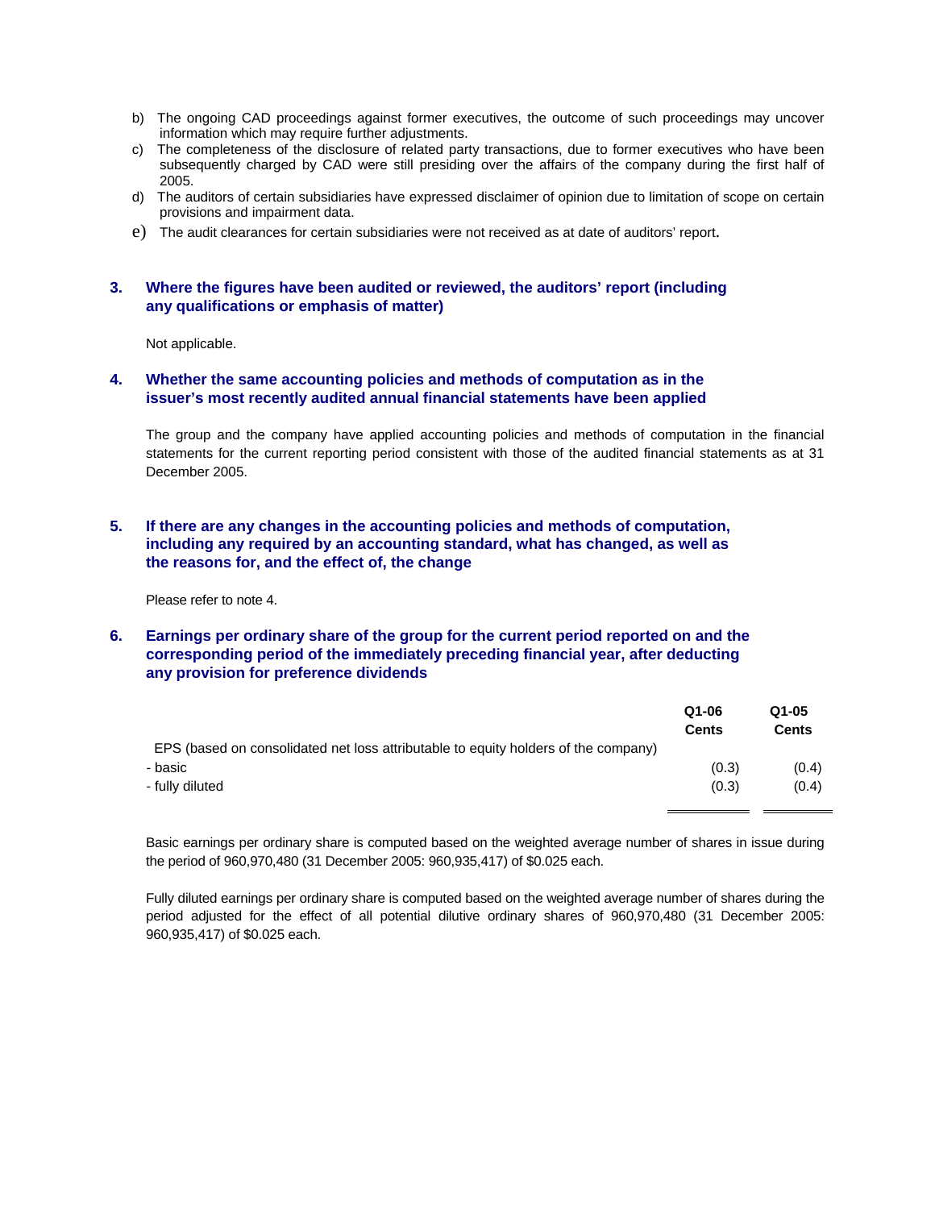b) The ongoing CAD proceedings against former executives, the outcome of such proceedings may uncover information which may require further adjustments.

c) The completeness of the disclosure of related party transactions, due to former executives who have been subsequently charged by CAD were still presiding over the affairs of the company during the first half of 2005.

d) The auditors of certain subsidiaries have expressed disclaimer of opinion due to limitation of scope on certain provisions and impairment data.

e) The audit clearances for certain subsidiaries were not received as at date of auditors' report.

### 3. Where the figures have been audited or reviewed, the auditors' report (including any qualifications or emphasis of matter)

Not applicable.

### 4. Whether the same accounting policies and methods of computation as in the issuer's most recently audited annual financial statements have been applied

The group and the company have applied accounting policies and methods of computation in the financial statements for the current reporting period consistent with those of the audited financial statements as at 31 December 2005.

### 5. If there are any changes in the accounting policies and methods of computation, including any required by an accounting standard, what has changed, as well as the reasons for, and the effect of, the change

Please refer to note 4.

### 6. Earnings per ordinary share of the group for the current period reported on and the corresponding period of the immediately preceding financial year, after deducting any provision for preference dividends

| | Q1-06 Cents | Q1-05 Cents |
|---|---|---|
| EPS (based on consolidated net loss attributable to equity holders of the company) | | |
| - basic | (0.3) | (0.4) |
| - fully diluted | (0.3) | (0.4) |

Basic earnings per ordinary share is computed based on the weighted average number of shares in issue during the period of 960,970,480 (31 December 2005: 960,935,417) of $0.025 each.

Fully diluted earnings per ordinary share is computed based on the weighted average number of shares during the period adjusted for the effect of all potential dilutive ordinary shares of 960,970,480 (31 December 2005: 960,935,417) of $0.025 each.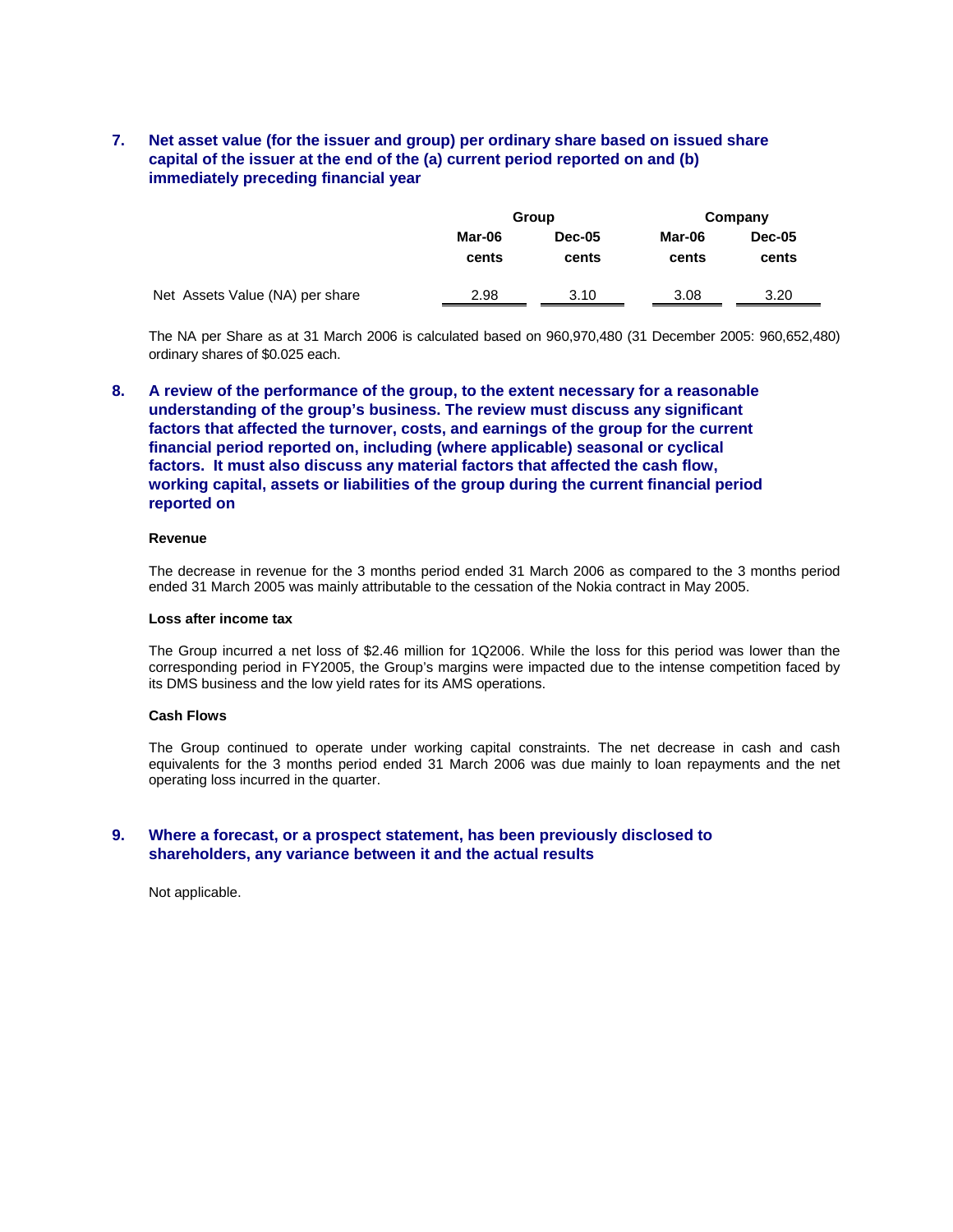## 7. Net asset value (for the issuer and group) per ordinary share based on issued share capital of the issuer at the end of the (a) current period reported on and (b) immediately preceding financial year

| | Group | | Company | |
|---|---|---|---|---|
| | Mar-06 | Dec-05 | Mar-06 | Dec-05 |
| | cents | cents | cents | cents |
| Net Assets Value (NA) per share | 2.98 | 3.10 | 3.08 | 3.20 |

The NA per Share as at 31 March 2006 is calculated based on 960,970,480 (31 December 2005: 960,652,480) ordinary shares of $0.025 each.

## 8. A review of the performance of the group, to the extent necessary for a reasonable understanding of the group's business. The review must discuss any significant factors that affected the turnover, costs, and earnings of the group for the current financial period reported on, including (where applicable) seasonal or cyclical factors. It must also discuss any material factors that affected the cash flow, working capital, assets or liabilities of the group during the current financial period reported on

**Revenue**

The decrease in revenue for the 3 months period ended 31 March 2006 as compared to the 3 months period ended 31 March 2005 was mainly attributable to the cessation of the Nokia contract in May 2005.

**Loss after income tax**

The Group incurred a net loss of $2.46 million for 1Q2006. While the loss for this period was lower than the corresponding period in FY2005, the Group's margins were impacted due to the intense competition faced by its DMS business and the low yield rates for its AMS operations.

**Cash Flows**

The Group continued to operate under working capital constraints. The net decrease in cash and cash equivalents for the 3 months period ended 31 March 2006 was due mainly to loan repayments and the net operating loss incurred in the quarter.

## 9. Where a forecast, or a prospect statement, has been previously disclosed to shareholders, any variance between it and the actual results

Not applicable.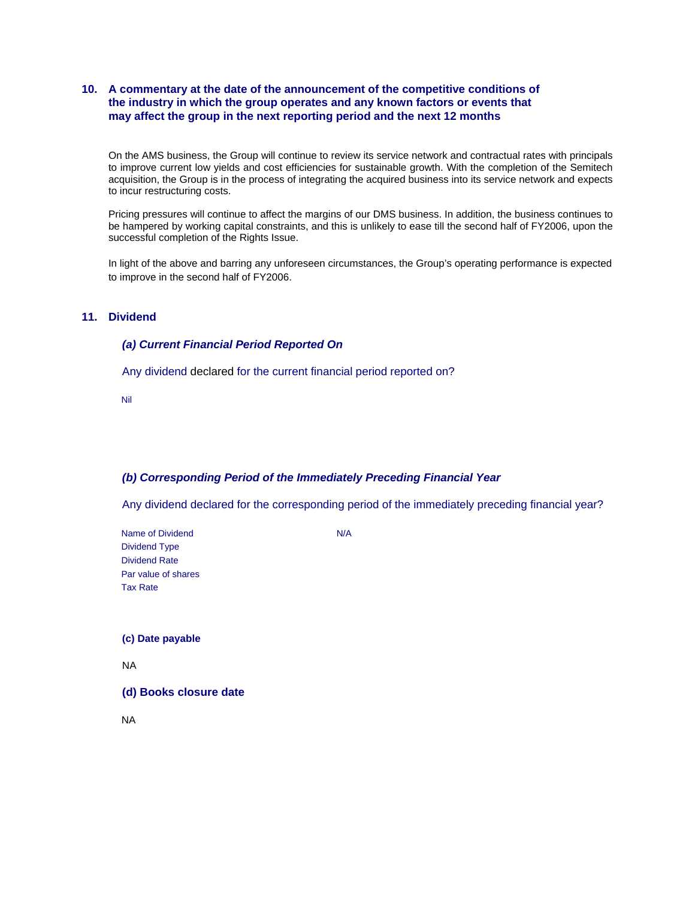## 10. A commentary at the date of the announcement of the competitive conditions of the industry in which the group operates and any known factors or events that may affect the group in the next reporting period and the next 12 months

On the AMS business, the Group will continue to review its service network and contractual rates with principals to improve current low yields and cost efficiencies for sustainable growth. With the completion of the Semitech acquisition, the Group is in the process of integrating the acquired business into its service network and expects to incur restructuring costs.

Pricing pressures will continue to affect the margins of our DMS business. In addition, the business continues to be hampered by working capital constraints, and this is unlikely to ease till the second half of FY2006, upon the successful completion of the Rights Issue.

In light of the above and barring any unforeseen circumstances, the Group's operating performance is expected to improve in the second half of FY2006.

## 11. Dividend

### *(a) Current Financial Period Reported On*

Any dividend declared for the current financial period reported on?

Nil

### *(b) Corresponding Period of the Immediately Preceding Financial Year*

Any dividend declared for the corresponding period of the immediately preceding financial year?

| | |
|---|---|
| Name of Dividend | N/A |
| Dividend Type | |
| Dividend Rate | |
| Par value of shares | |
| Tax Rate | |

### (c) Date payable

NA

### (d) Books closure date

NA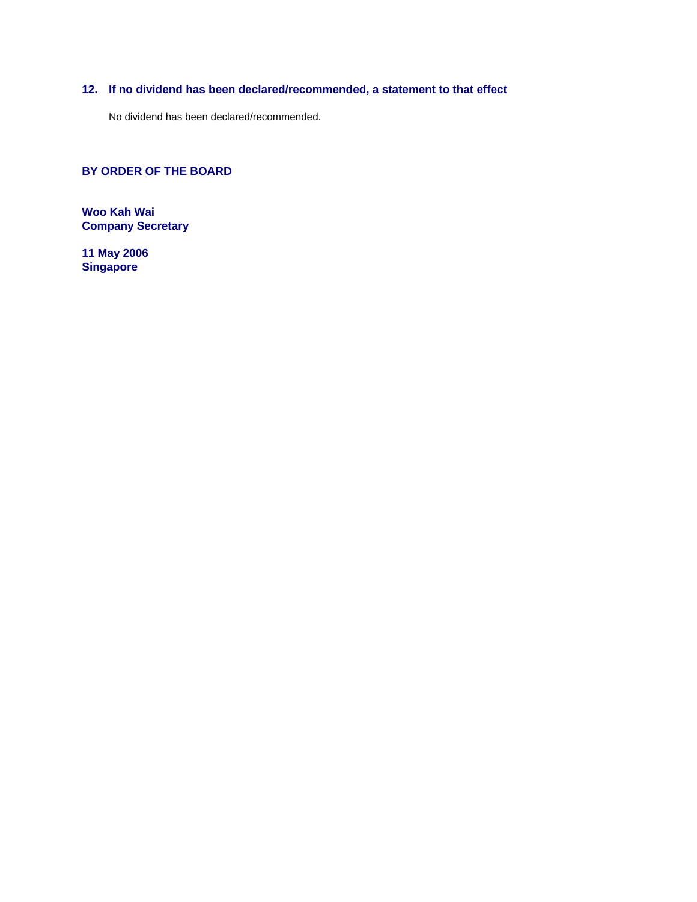## 12. If no dividend has been declared/recommended, a statement to that effect

No dividend has been declared/recommended.

**BY ORDER OF THE BOARD**

**Woo Kah Wai**
**Company Secretary**

**11 May 2006**
**Singapore**